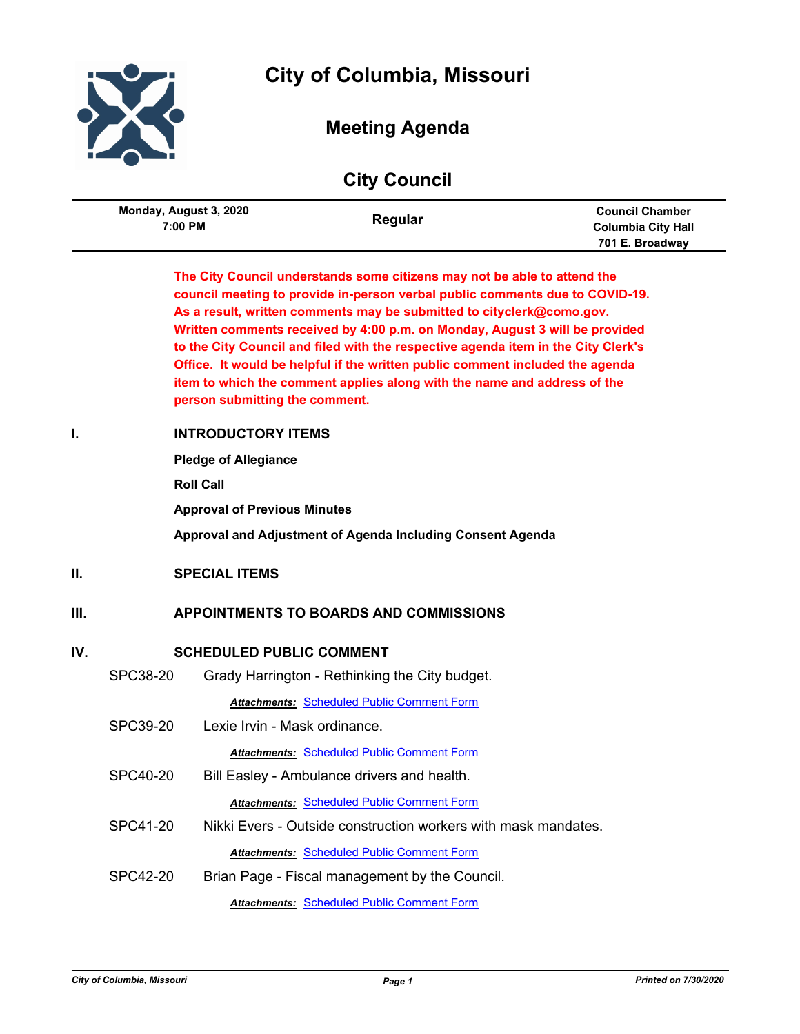# City of Columbia, Missouri

## Meeting Agenda

## City Council

| Monday, August 3, 2020<br>7:00 PM | Regular | Council Chamber<br>Columbia City Hall<br>701 E. Broadway |
|---|---|---|

**The City Council understands some citizens may not be able to attend the council meeting to provide in-person verbal public comments due to COVID-19. As a result, written comments may be submitted to cityclerk@como.gov. Written comments received by 4:00 p.m. on Monday, August 3 will be provided to the City Council and filed with the respective agenda item in the City Clerk's Office. It would be helpful if the written public comment included the agenda item to which the comment applies along with the name and address of the person submitting the comment.**

## I. INTRODUCTORY ITEMS

**Pledge of Allegiance**

**Roll Call**

**Approval of Previous Minutes**

**Approval and Adjustment of Agenda Including Consent Agenda**

## II. SPECIAL ITEMS

## III. APPOINTMENTS TO BOARDS AND COMMISSIONS

## IV. SCHEDULED PUBLIC COMMENT

**SPC38-20** Grady Harrington - Rethinking the City budget.

***Attachments:*** Scheduled Public Comment Form

**SPC39-20** Lexie Irvin - Mask ordinance.

***Attachments:*** Scheduled Public Comment Form

**SPC40-20** Bill Easley - Ambulance drivers and health.

***Attachments:*** Scheduled Public Comment Form

**SPC41-20** Nikki Evers - Outside construction workers with mask mandates.

***Attachments:*** Scheduled Public Comment Form

**SPC42-20** Brian Page - Fiscal management by the Council.

***Attachments:*** Scheduled Public Comment Form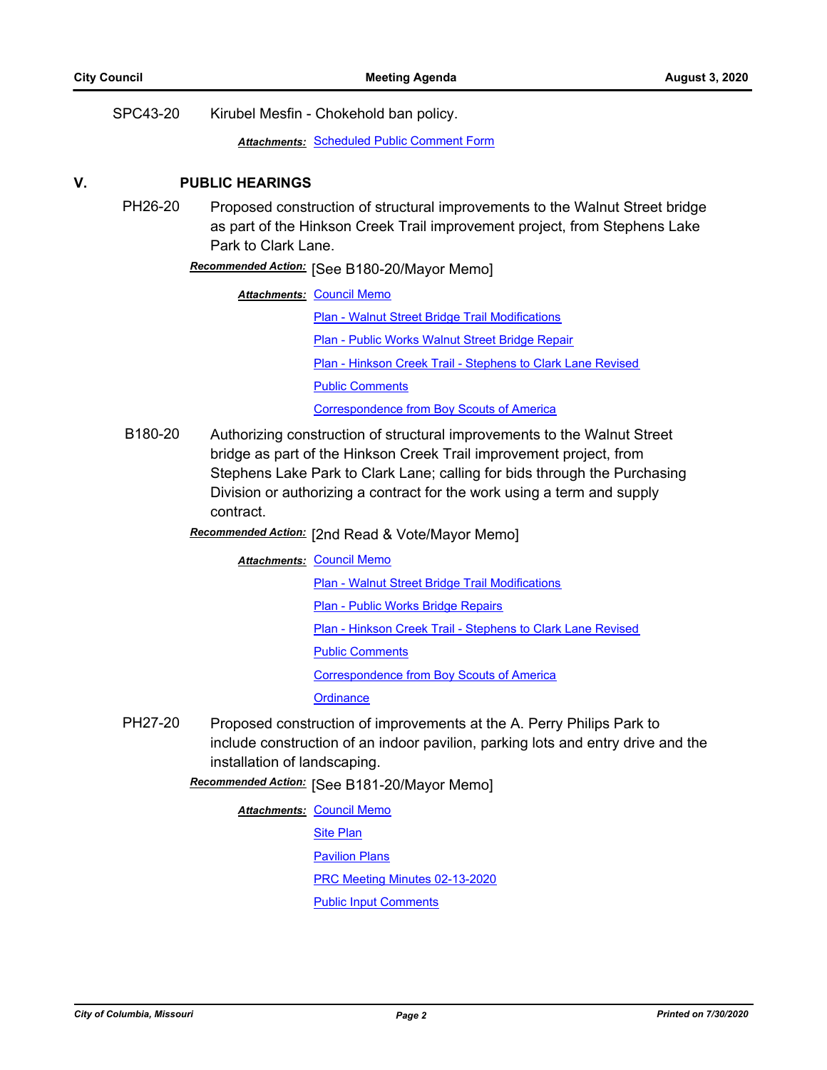SPC43-20 Kirubel Mesfin - Chokehold ban policy.

***Attachments:*** Scheduled Public Comment Form

## V. PUBLIC HEARINGS

PH26-20 Proposed construction of structural improvements to the Walnut Street bridge as part of the Hinkson Creek Trail improvement project, from Stephens Lake Park to Clark Lane.

***Recommended Action:*** [See B180-20/Mayor Memo]

***Attachments:***
- Council Memo
- Plan - Walnut Street Bridge Trail Modifications
- Plan - Public Works Walnut Street Bridge Repair
- Plan - Hinkson Creek Trail - Stephens to Clark Lane Revised
- Public Comments
- Correspondence from Boy Scouts of America

B180-20 Authorizing construction of structural improvements to the Walnut Street bridge as part of the Hinkson Creek Trail improvement project, from Stephens Lake Park to Clark Lane; calling for bids through the Purchasing Division or authorizing a contract for the work using a term and supply contract.

***Recommended Action:*** [2nd Read & Vote/Mayor Memo]

***Attachments:***
- Council Memo
- Plan - Walnut Street Bridge Trail Modifications
- Plan - Public Works Bridge Repairs
- Plan - Hinkson Creek Trail - Stephens to Clark Lane Revised
- Public Comments
- Correspondence from Boy Scouts of America
- Ordinance

PH27-20 Proposed construction of improvements at the A. Perry Philips Park to include construction of an indoor pavilion, parking lots and entry drive and the installation of landscaping.

***Recommended Action:*** [See B181-20/Mayor Memo]

***Attachments:***
- Council Memo
- Site Plan
- Pavilion Plans
- PRC Meeting Minutes 02-13-2020
- Public Input Comments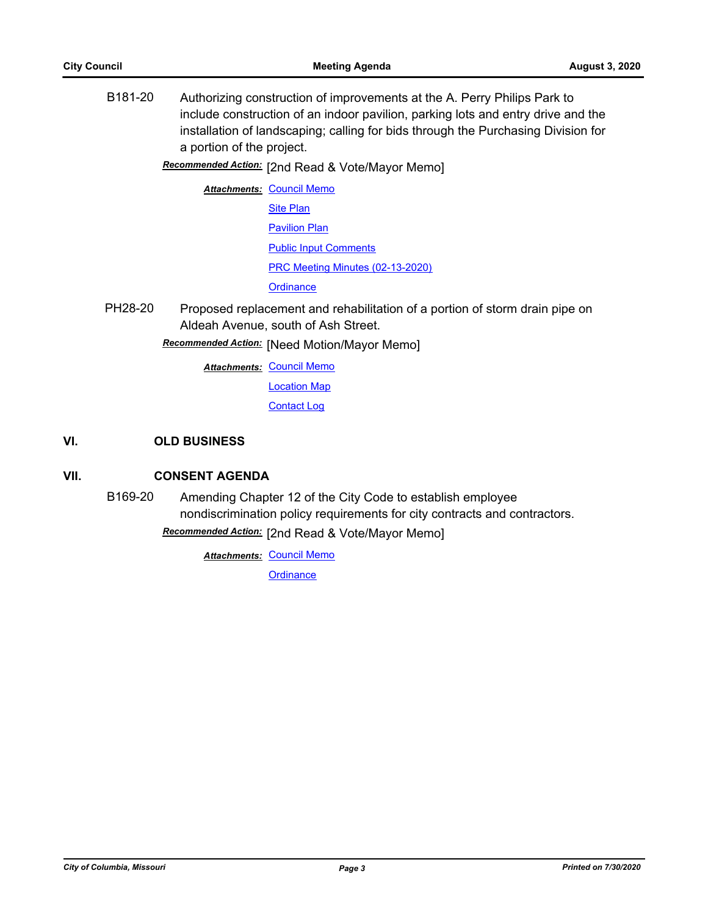B181-20 Authorizing construction of improvements at the A. Perry Philips Park to include construction of an indoor pavilion, parking lots and entry drive and the installation of landscaping; calling for bids through the Purchasing Division for a portion of the project.

***Recommended Action:*** [2nd Read & Vote/Mayor Memo]

***Attachments:*** Council Memo
Site Plan
Pavilion Plan
Public Input Comments
PRC Meeting Minutes (02-13-2020)
Ordinance

PH28-20 Proposed replacement and rehabilitation of a portion of storm drain pipe on Aldeah Avenue, south of Ash Street.

***Recommended Action:*** [Need Motion/Mayor Memo]

***Attachments:*** Council Memo
Location Map
Contact Log

## VI. OLD BUSINESS

## VII. CONSENT AGENDA

B169-20 Amending Chapter 12 of the City Code to establish employee nondiscrimination policy requirements for city contracts and contractors.

***Recommended Action:*** [2nd Read & Vote/Mayor Memo]

***Attachments:*** Council Memo
Ordinance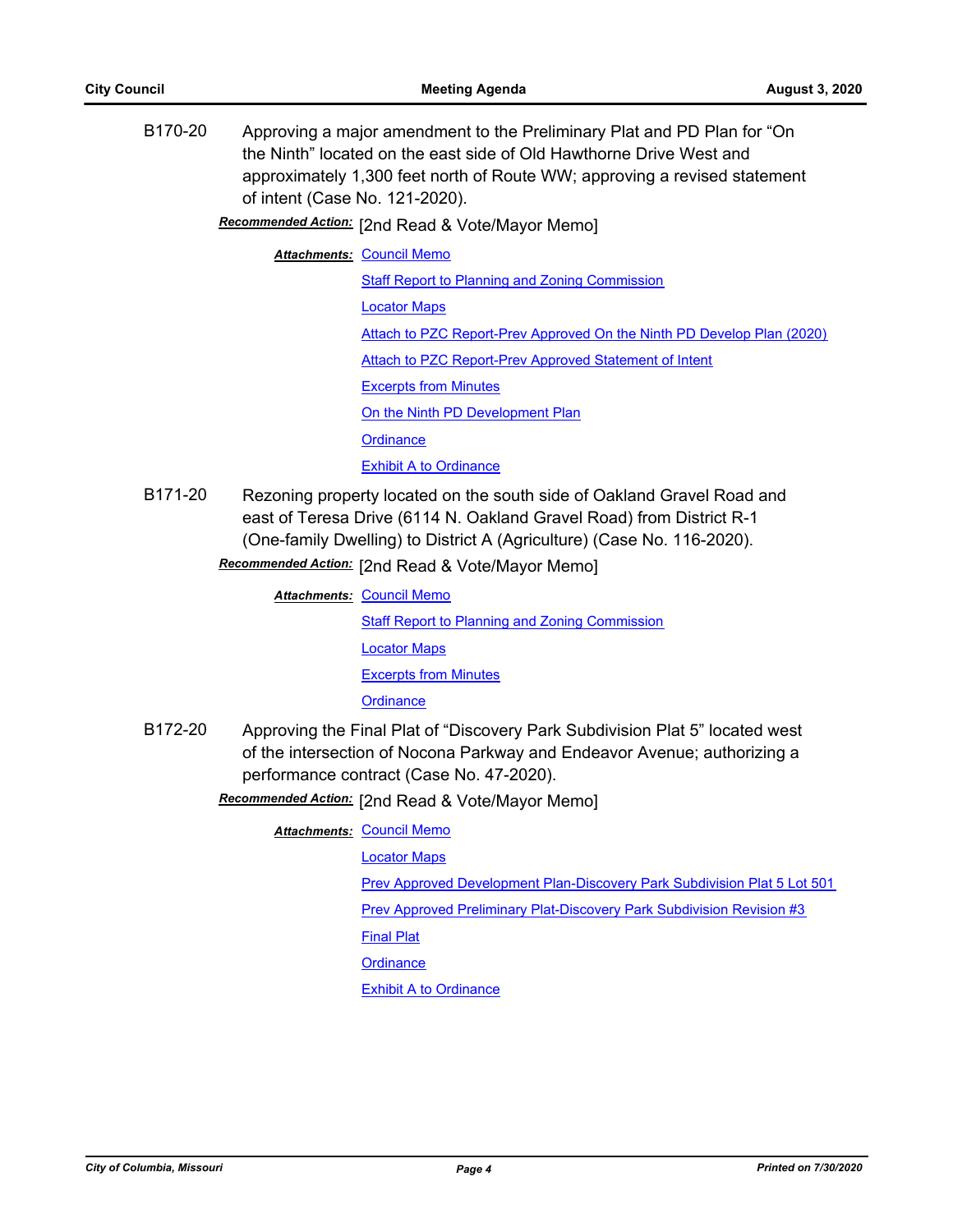B170-20 Approving a major amendment to the Preliminary Plat and PD Plan for "On the Ninth" located on the east side of Old Hawthorne Drive West and approximately 1,300 feet north of Route WW; approving a revised statement of intent (Case No. 121-2020).

***Recommended Action:*** [2nd Read & Vote/Mayor Memo]

***Attachments:*** Council Memo
Staff Report to Planning and Zoning Commission
Locator Maps
Attach to PZC Report-Prev Approved On the Ninth PD Develop Plan (2020)
Attach to PZC Report-Prev Approved Statement of Intent
Excerpts from Minutes
On the Ninth PD Development Plan
Ordinance
Exhibit A to Ordinance

B171-20 Rezoning property located on the south side of Oakland Gravel Road and east of Teresa Drive (6114 N. Oakland Gravel Road) from District R-1 (One-family Dwelling) to District A (Agriculture) (Case No. 116-2020).

***Recommended Action:*** [2nd Read & Vote/Mayor Memo]

***Attachments:*** Council Memo
Staff Report to Planning and Zoning Commission
Locator Maps
Excerpts from Minutes
Ordinance

B172-20 Approving the Final Plat of "Discovery Park Subdivision Plat 5" located west of the intersection of Nocona Parkway and Endeavor Avenue; authorizing a performance contract (Case No. 47-2020).

***Recommended Action:*** [2nd Read & Vote/Mayor Memo]

***Attachments:*** Council Memo
Locator Maps
Prev Approved Development Plan-Discovery Park Subdivision Plat 5 Lot 501
Prev Approved Preliminary Plat-Discovery Park Subdivision Revision #3
Final Plat
Ordinance
Exhibit A to Ordinance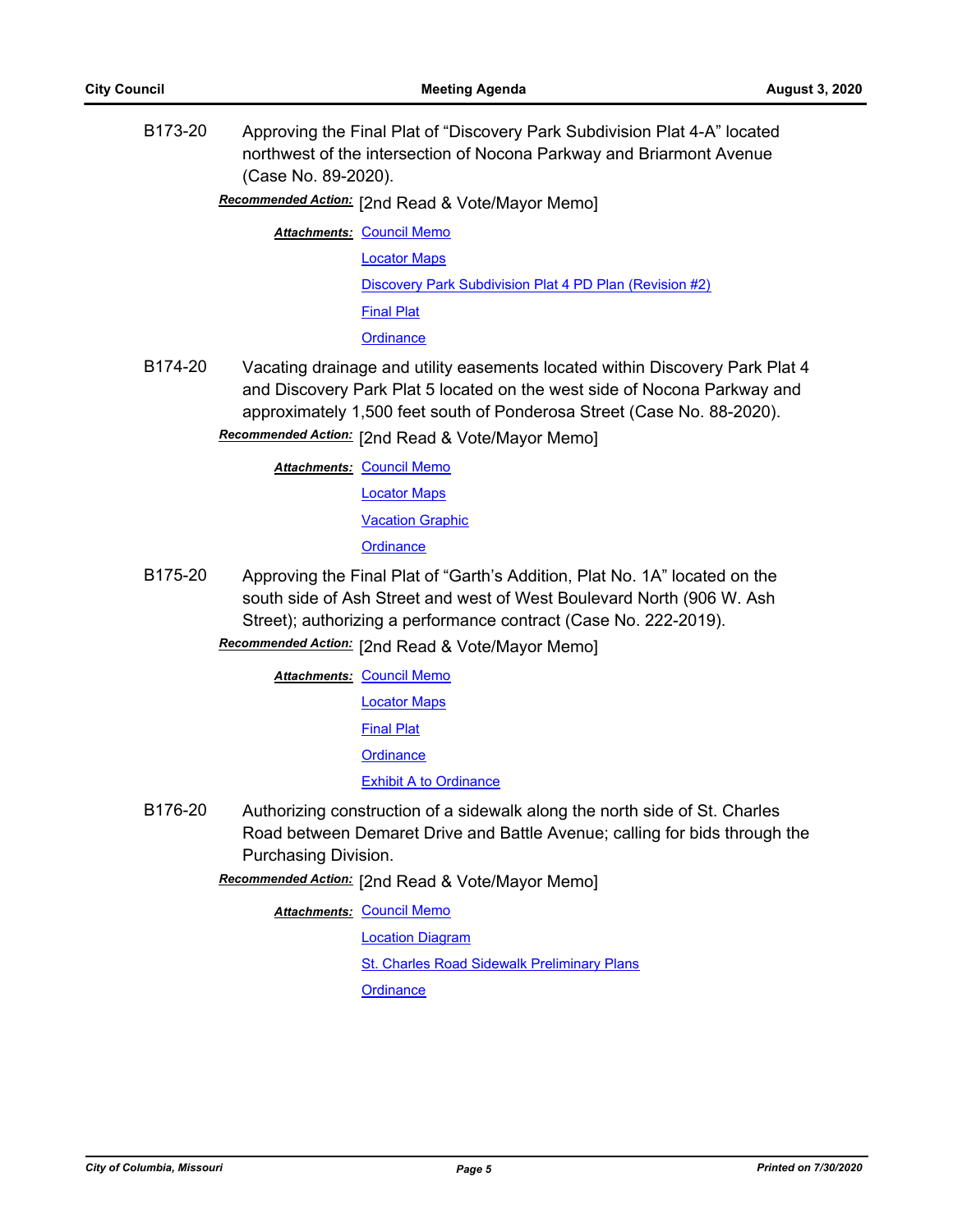B173-20 Approving the Final Plat of “Discovery Park Subdivision Plat 4-A” located northwest of the intersection of Nocona Parkway and Briarmont Avenue (Case No. 89-2020).

***Recommended Action:*** [2nd Read & Vote/Mayor Memo]

***Attachments:*** Council Memo
Locator Maps
Discovery Park Subdivision Plat 4 PD Plan (Revision #2)
Final Plat
Ordinance

B174-20 Vacating drainage and utility easements located within Discovery Park Plat 4 and Discovery Park Plat 5 located on the west side of Nocona Parkway and approximately 1,500 feet south of Ponderosa Street (Case No. 88-2020).

***Recommended Action:*** [2nd Read & Vote/Mayor Memo]

***Attachments:*** Council Memo
Locator Maps
Vacation Graphic
Ordinance

B175-20 Approving the Final Plat of “Garth’s Addition, Plat No. 1A” located on the south side of Ash Street and west of West Boulevard North (906 W. Ash Street); authorizing a performance contract (Case No. 222-2019).

***Recommended Action:*** [2nd Read & Vote/Mayor Memo]

***Attachments:*** Council Memo
Locator Maps
Final Plat
Ordinance
Exhibit A to Ordinance

B176-20 Authorizing construction of a sidewalk along the north side of St. Charles Road between Demaret Drive and Battle Avenue; calling for bids through the Purchasing Division.

***Recommended Action:*** [2nd Read & Vote/Mayor Memo]

***Attachments:*** Council Memo
Location Diagram
St. Charles Road Sidewalk Preliminary Plans
Ordinance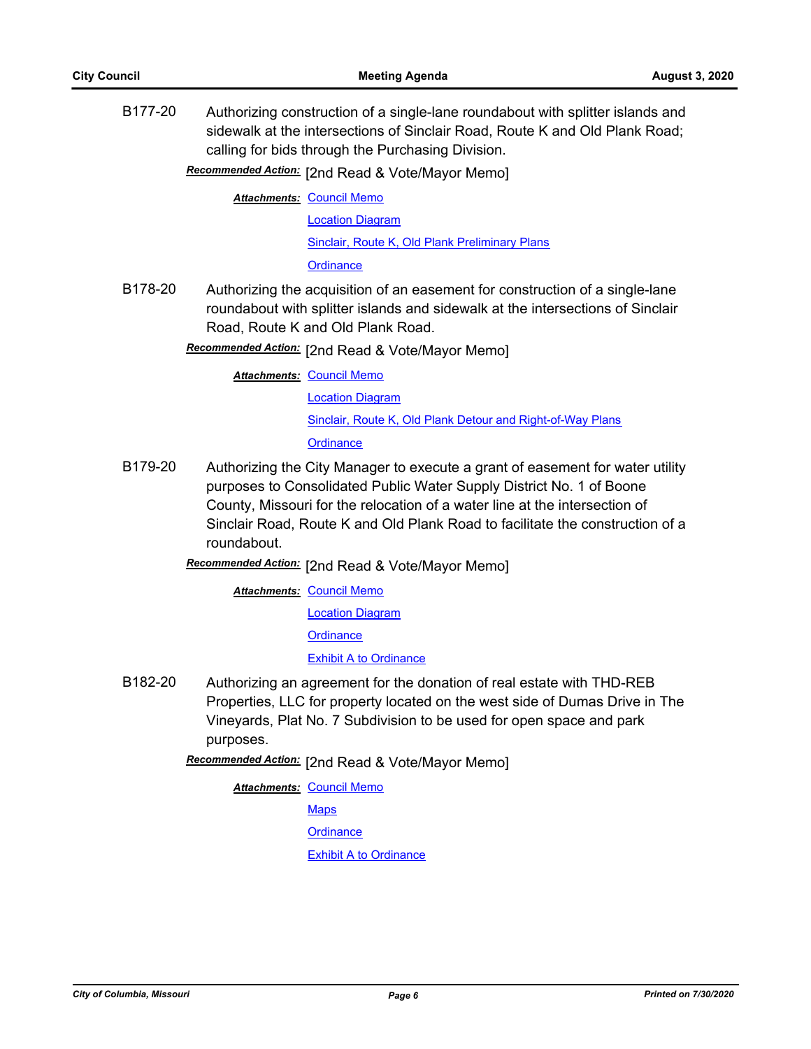B177-20 Authorizing construction of a single-lane roundabout with splitter islands and sidewalk at the intersections of Sinclair Road, Route K and Old Plank Road; calling for bids through the Purchasing Division.

***Recommended Action:*** [2nd Read & Vote/Mayor Memo]

***Attachments:*** Council Memo
Location Diagram
Sinclair, Route K, Old Plank Preliminary Plans
Ordinance

B178-20 Authorizing the acquisition of an easement for construction of a single-lane roundabout with splitter islands and sidewalk at the intersections of Sinclair Road, Route K and Old Plank Road.

***Recommended Action:*** [2nd Read & Vote/Mayor Memo]

***Attachments:*** Council Memo
Location Diagram
Sinclair, Route K, Old Plank Detour and Right-of-Way Plans
Ordinance

B179-20 Authorizing the City Manager to execute a grant of easement for water utility purposes to Consolidated Public Water Supply District No. 1 of Boone County, Missouri for the relocation of a water line at the intersection of Sinclair Road, Route K and Old Plank Road to facilitate the construction of a roundabout.

***Recommended Action:*** [2nd Read & Vote/Mayor Memo]

***Attachments:*** Council Memo
Location Diagram
Ordinance
Exhibit A to Ordinance

B182-20 Authorizing an agreement for the donation of real estate with THD-REB Properties, LLC for property located on the west side of Dumas Drive in The Vineyards, Plat No. 7 Subdivision to be used for open space and park purposes.

***Recommended Action:*** [2nd Read & Vote/Mayor Memo]

***Attachments:*** Council Memo
Maps
Ordinance
Exhibit A to Ordinance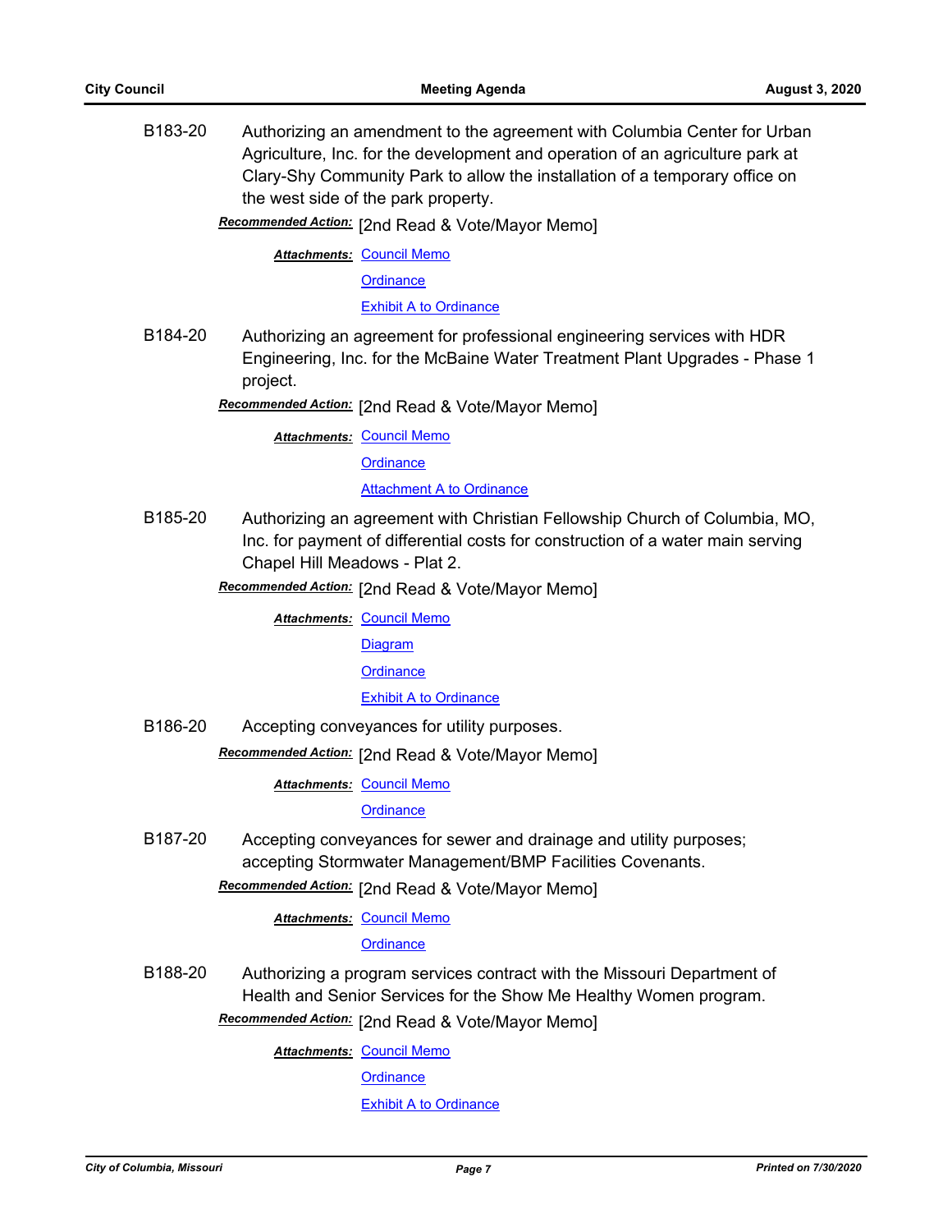B183-20 Authorizing an amendment to the agreement with Columbia Center for Urban Agriculture, Inc. for the development and operation of an agriculture park at Clary-Shy Community Park to allow the installation of a temporary office on the west side of the park property.

***Recommended Action:*** [2nd Read & Vote/Mayor Memo]

***Attachments:*** Council Memo
Ordinance
Exhibit A to Ordinance

B184-20 Authorizing an agreement for professional engineering services with HDR Engineering, Inc. for the McBaine Water Treatment Plant Upgrades - Phase 1 project.

***Recommended Action:*** [2nd Read & Vote/Mayor Memo]

***Attachments:*** Council Memo
Ordinance
Attachment A to Ordinance

B185-20 Authorizing an agreement with Christian Fellowship Church of Columbia, MO, Inc. for payment of differential costs for construction of a water main serving Chapel Hill Meadows - Plat 2.

***Recommended Action:*** [2nd Read & Vote/Mayor Memo]

***Attachments:*** Council Memo
Diagram
Ordinance
Exhibit A to Ordinance

B186-20 Accepting conveyances for utility purposes.

***Recommended Action:*** [2nd Read & Vote/Mayor Memo]

***Attachments:*** Council Memo
Ordinance

B187-20 Accepting conveyances for sewer and drainage and utility purposes; accepting Stormwater Management/BMP Facilities Covenants.

***Recommended Action:*** [2nd Read & Vote/Mayor Memo]

***Attachments:*** Council Memo
Ordinance

B188-20 Authorizing a program services contract with the Missouri Department of Health and Senior Services for the Show Me Healthy Women program.

***Recommended Action:*** [2nd Read & Vote/Mayor Memo]

***Attachments:*** Council Memo
Ordinance
Exhibit A to Ordinance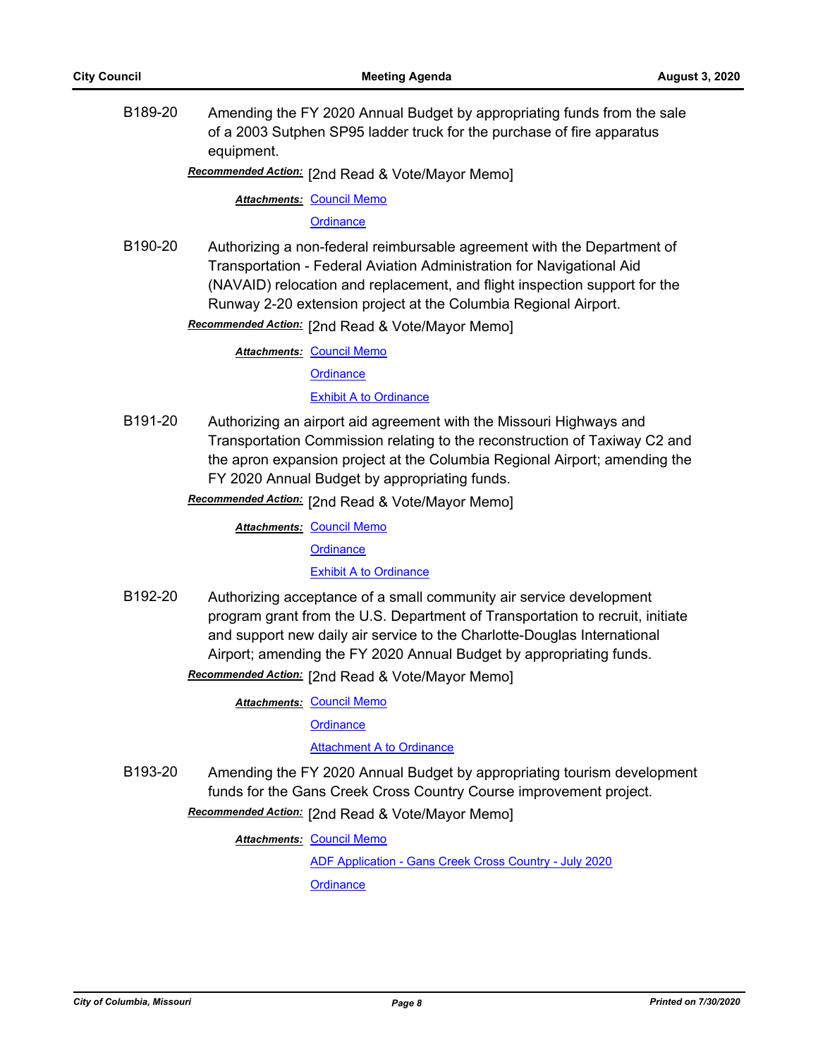**B189-20** Amending the FY 2020 Annual Budget by appropriating funds from the sale of a 2003 Sutphen SP95 ladder truck for the purchase of fire apparatus equipment.

***Recommended Action:*** [2nd Read & Vote/Mayor Memo]

***Attachments:*** Council Memo
Ordinance

**B190-20** Authorizing a non-federal reimbursable agreement with the Department of Transportation - Federal Aviation Administration for Navigational Aid (NAVAID) relocation and replacement, and flight inspection support for the Runway 2-20 extension project at the Columbia Regional Airport.

***Recommended Action:*** [2nd Read & Vote/Mayor Memo]

***Attachments:*** Council Memo
Ordinance
Exhibit A to Ordinance

**B191-20** Authorizing an airport aid agreement with the Missouri Highways and Transportation Commission relating to the reconstruction of Taxiway C2 and the apron expansion project at the Columbia Regional Airport; amending the FY 2020 Annual Budget by appropriating funds.

***Recommended Action:*** [2nd Read & Vote/Mayor Memo]

***Attachments:*** Council Memo
Ordinance
Exhibit A to Ordinance

**B192-20** Authorizing acceptance of a small community air service development program grant from the U.S. Department of Transportation to recruit, initiate and support new daily air service to the Charlotte-Douglas International Airport; amending the FY 2020 Annual Budget by appropriating funds.

***Recommended Action:*** [2nd Read & Vote/Mayor Memo]

***Attachments:*** Council Memo
Ordinance
Attachment A to Ordinance

**B193-20** Amending the FY 2020 Annual Budget by appropriating tourism development funds for the Gans Creek Cross Country Course improvement project.

***Recommended Action:*** [2nd Read & Vote/Mayor Memo]

***Attachments:*** Council Memo
ADF Application - Gans Creek Cross Country - July 2020
Ordinance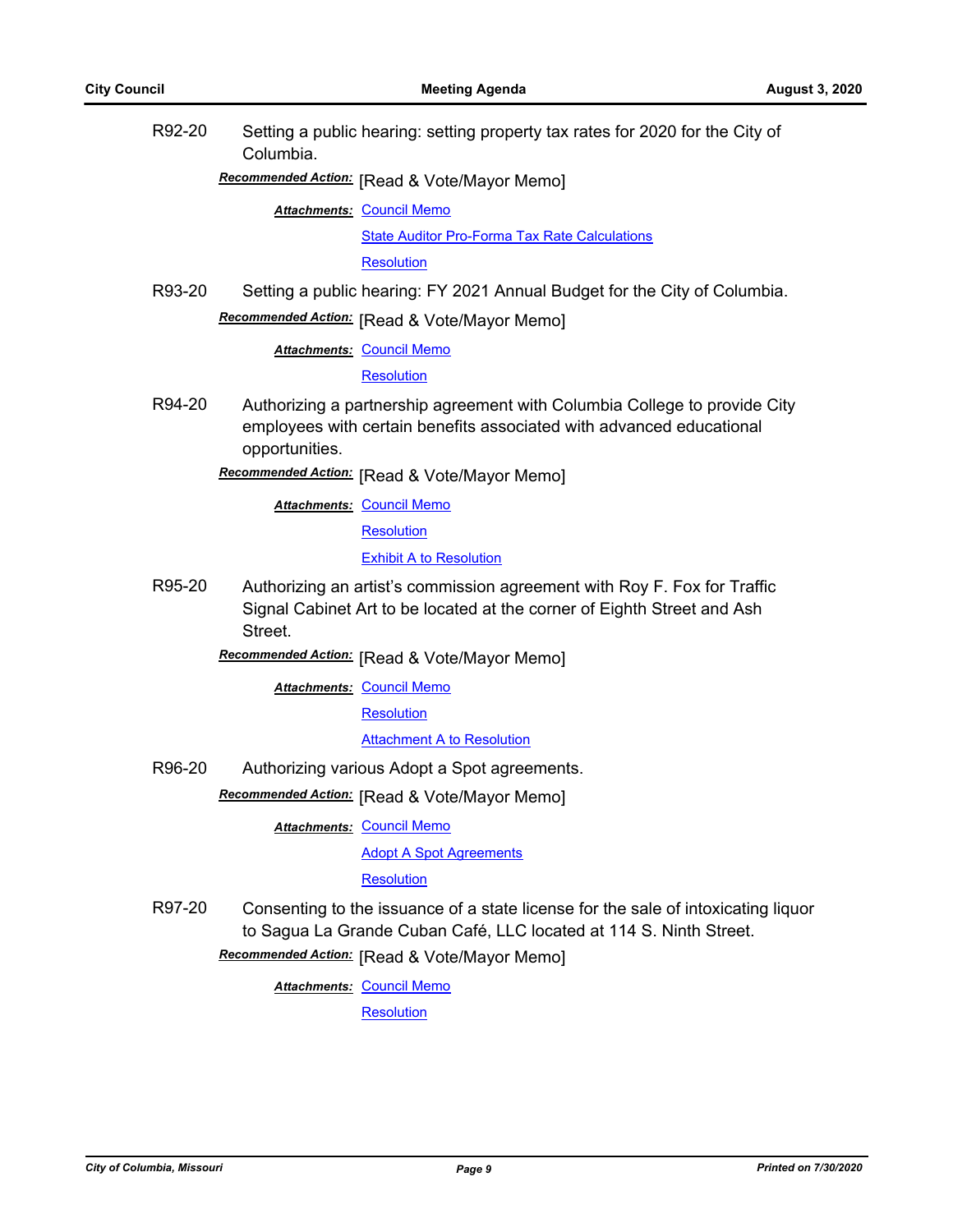R92-20 Setting a public hearing: setting property tax rates for 2020 for the City of Columbia.

***Recommended Action:*** [Read & Vote/Mayor Memo]

***Attachments:*** Council Memo
State Auditor Pro-Forma Tax Rate Calculations
Resolution

R93-20 Setting a public hearing: FY 2021 Annual Budget for the City of Columbia.

***Recommended Action:*** [Read & Vote/Mayor Memo]

***Attachments:*** Council Memo
Resolution

R94-20 Authorizing a partnership agreement with Columbia College to provide City employees with certain benefits associated with advanced educational opportunities.

***Recommended Action:*** [Read & Vote/Mayor Memo]

***Attachments:*** Council Memo
Resolution
Exhibit A to Resolution

R95-20 Authorizing an artist's commission agreement with Roy F. Fox for Traffic Signal Cabinet Art to be located at the corner of Eighth Street and Ash Street.

***Recommended Action:*** [Read & Vote/Mayor Memo]

***Attachments:*** Council Memo
Resolution
Attachment A to Resolution

R96-20 Authorizing various Adopt a Spot agreements.

***Recommended Action:*** [Read & Vote/Mayor Memo]

***Attachments:*** Council Memo
Adopt A Spot Agreements
Resolution

R97-20 Consenting to the issuance of a state license for the sale of intoxicating liquor to Sagua La Grande Cuban Café, LLC located at 114 S. Ninth Street.

***Recommended Action:*** [Read & Vote/Mayor Memo]

***Attachments:*** Council Memo
Resolution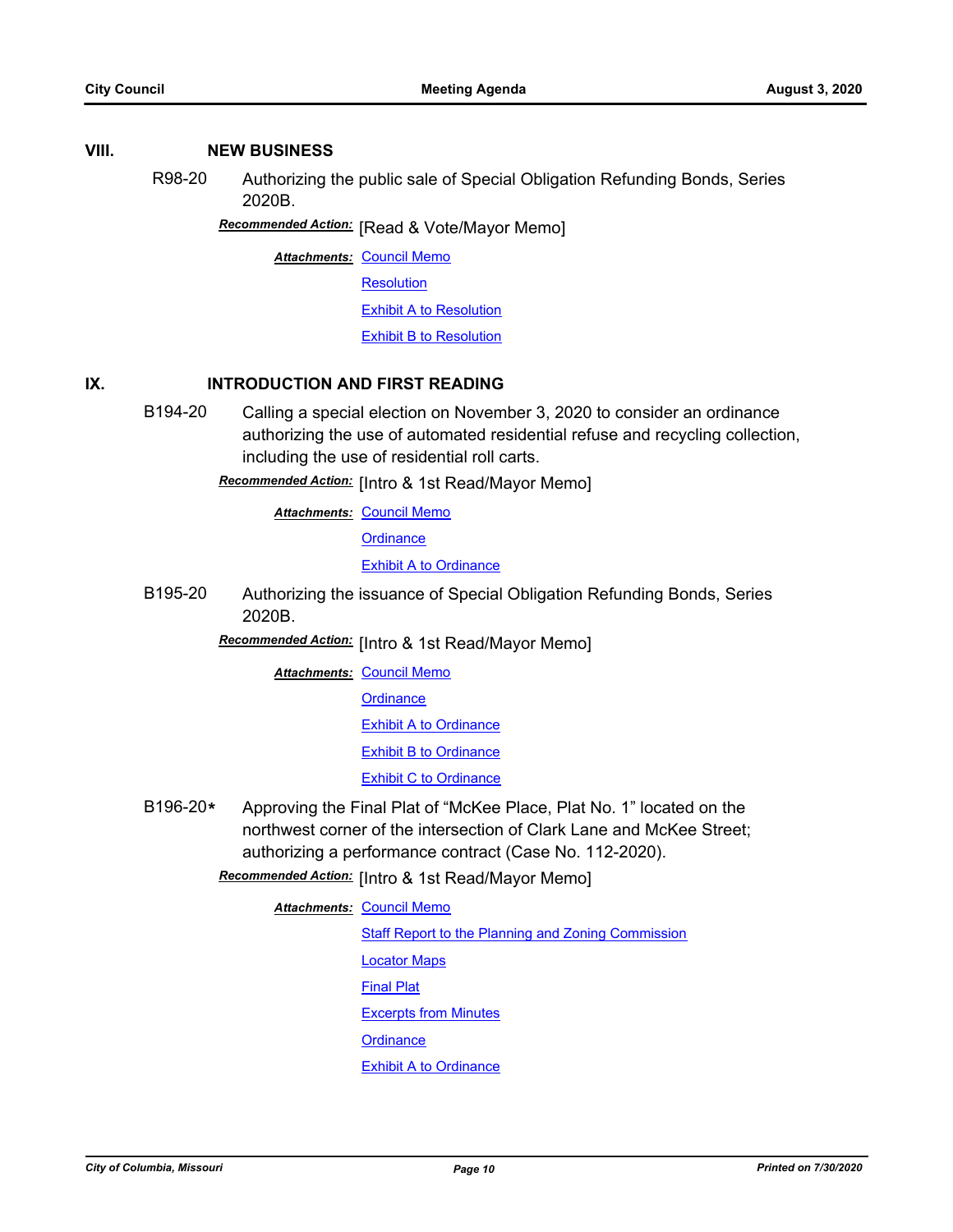## VIII. NEW BUSINESS

**R98-20** Authorizing the public sale of Special Obligation Refunding Bonds, Series 2020B.

***Recommended Action:*** [Read & Vote/Mayor Memo]

***Attachments:*** Council Memo
Resolution
Exhibit A to Resolution
Exhibit B to Resolution

## IX. INTRODUCTION AND FIRST READING

**B194-20** Calling a special election on November 3, 2020 to consider an ordinance authorizing the use of automated residential refuse and recycling collection, including the use of residential roll carts.

***Recommended Action:*** [Intro & 1st Read/Mayor Memo]

***Attachments:*** Council Memo
Ordinance
Exhibit A to Ordinance

**B195-20** Authorizing the issuance of Special Obligation Refunding Bonds, Series 2020B.

***Recommended Action:*** [Intro & 1st Read/Mayor Memo]

***Attachments:*** Council Memo
Ordinance
Exhibit A to Ordinance
Exhibit B to Ordinance
Exhibit C to Ordinance

**B196-20*** Approving the Final Plat of "McKee Place, Plat No. 1" located on the northwest corner of the intersection of Clark Lane and McKee Street; authorizing a performance contract (Case No. 112-2020).

***Recommended Action:*** [Intro & 1st Read/Mayor Memo]

***Attachments:*** Council Memo
Staff Report to the Planning and Zoning Commission
Locator Maps
Final Plat
Excerpts from Minutes
Ordinance
Exhibit A to Ordinance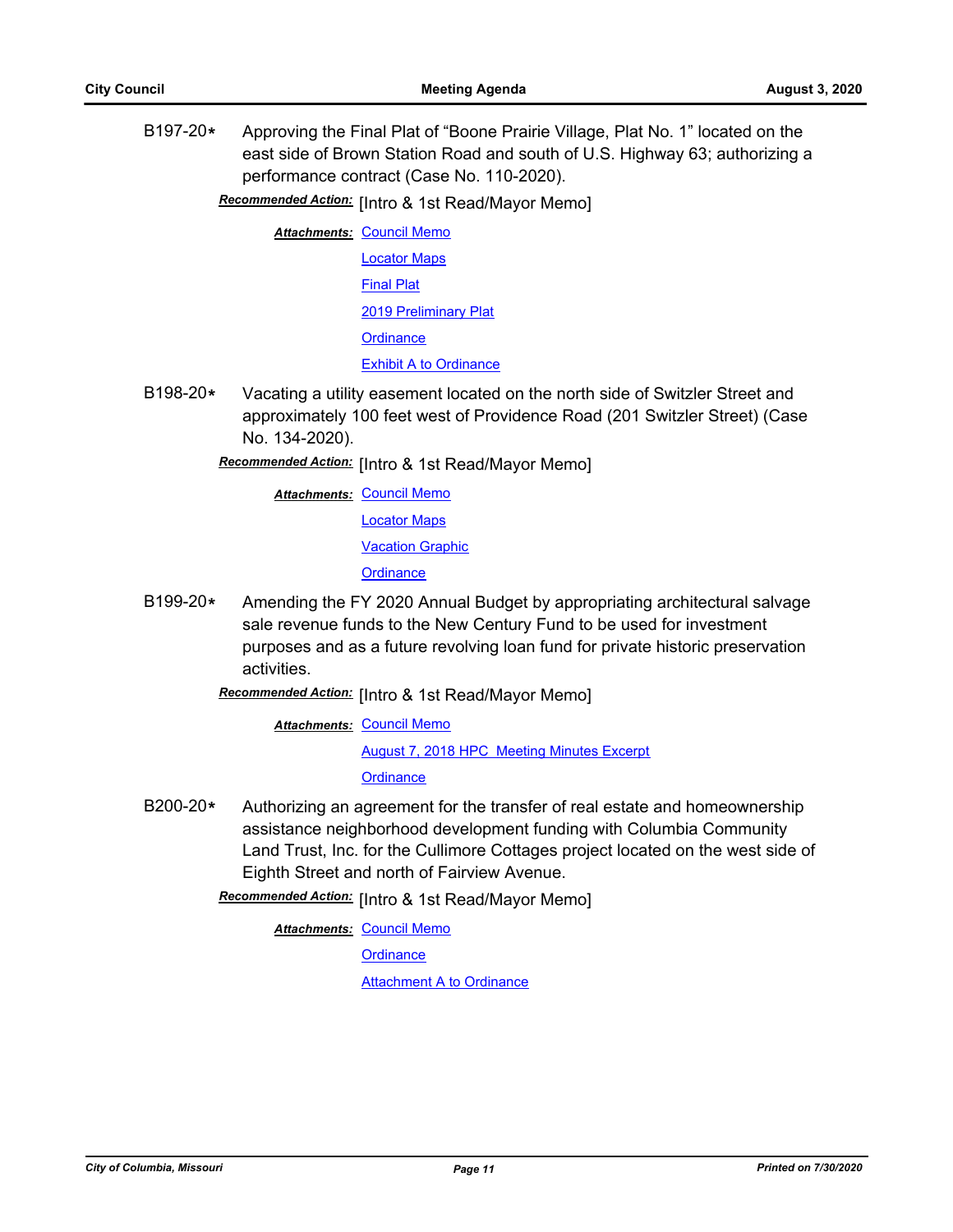B197-20* Approving the Final Plat of "Boone Prairie Village, Plat No. 1" located on the east side of Brown Station Road and south of U.S. Highway 63; authorizing a performance contract (Case No. 110-2020).

***Recommended Action:*** [Intro & 1st Read/Mayor Memo]

***Attachments:*** Council Memo
Locator Maps
Final Plat
2019 Preliminary Plat
Ordinance
Exhibit A to Ordinance

B198-20* Vacating a utility easement located on the north side of Switzler Street and approximately 100 feet west of Providence Road (201 Switzler Street) (Case No. 134-2020).

***Recommended Action:*** [Intro & 1st Read/Mayor Memo]

***Attachments:*** Council Memo
Locator Maps
Vacation Graphic
Ordinance

B199-20* Amending the FY 2020 Annual Budget by appropriating architectural salvage sale revenue funds to the New Century Fund to be used for investment purposes and as a future revolving loan fund for private historic preservation activities.

***Recommended Action:*** [Intro & 1st Read/Mayor Memo]

***Attachments:*** Council Memo
August 7, 2018 HPC Meeting Minutes Excerpt
Ordinance

B200-20* Authorizing an agreement for the transfer of real estate and homeownership assistance neighborhood development funding with Columbia Community Land Trust, Inc. for the Cullimore Cottages project located on the west side of Eighth Street and north of Fairview Avenue.

***Recommended Action:*** [Intro & 1st Read/Mayor Memo]

***Attachments:*** Council Memo
Ordinance
Attachment A to Ordinance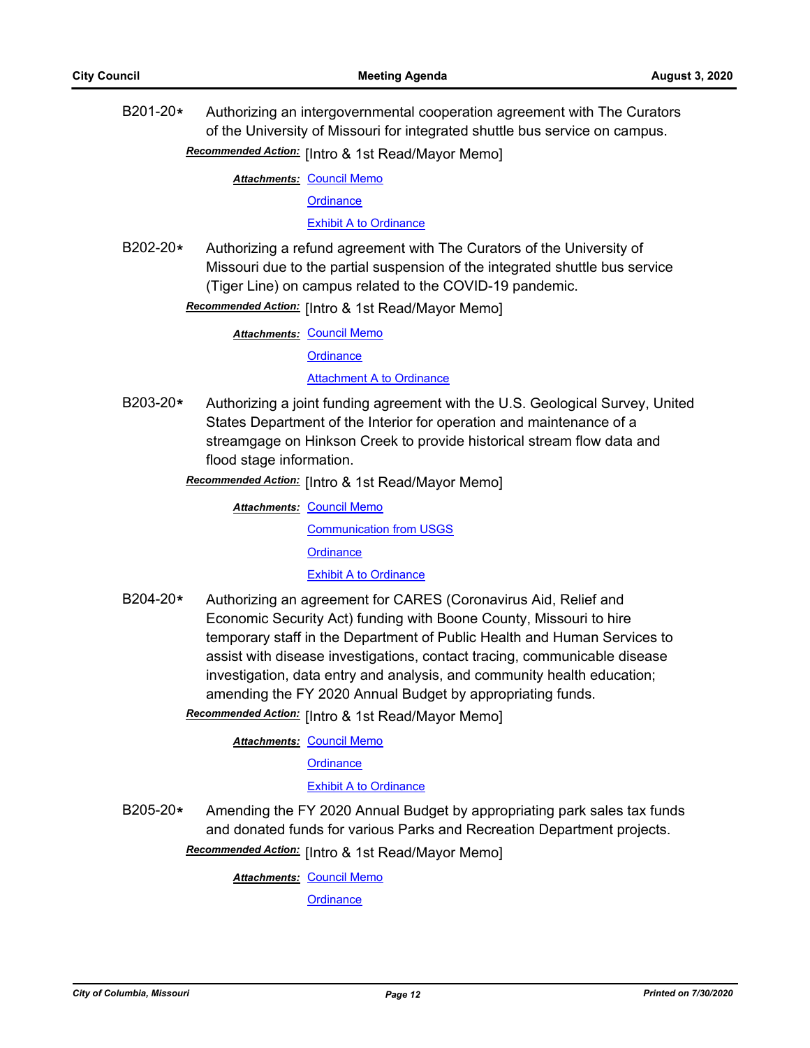**B201-20*** Authorizing an intergovernmental cooperation agreement with The Curators of the University of Missouri for integrated shuttle bus service on campus.

***Recommended Action:*** [Intro & 1st Read/Mayor Memo]

***Attachments:*** Council Memo
Ordinance
Exhibit A to Ordinance

**B202-20*** Authorizing a refund agreement with The Curators of the University of Missouri due to the partial suspension of the integrated shuttle bus service (Tiger Line) on campus related to the COVID-19 pandemic.

***Recommended Action:*** [Intro & 1st Read/Mayor Memo]

***Attachments:*** Council Memo
Ordinance
Attachment A to Ordinance

**B203-20*** Authorizing a joint funding agreement with the U.S. Geological Survey, United States Department of the Interior for operation and maintenance of a streamgage on Hinkson Creek to provide historical stream flow data and flood stage information.

***Recommended Action:*** [Intro & 1st Read/Mayor Memo]

***Attachments:*** Council Memo
Communication from USGS
Ordinance
Exhibit A to Ordinance

**B204-20*** Authorizing an agreement for CARES (Coronavirus Aid, Relief and Economic Security Act) funding with Boone County, Missouri to hire temporary staff in the Department of Public Health and Human Services to assist with disease investigations, contact tracing, communicable disease investigation, data entry and analysis, and community health education; amending the FY 2020 Annual Budget by appropriating funds.

***Recommended Action:*** [Intro & 1st Read/Mayor Memo]

***Attachments:*** Council Memo
Ordinance
Exhibit A to Ordinance

**B205-20*** Amending the FY 2020 Annual Budget by appropriating park sales tax funds and donated funds for various Parks and Recreation Department projects.

***Recommended Action:*** [Intro & 1st Read/Mayor Memo]

***Attachments:*** Council Memo
Ordinance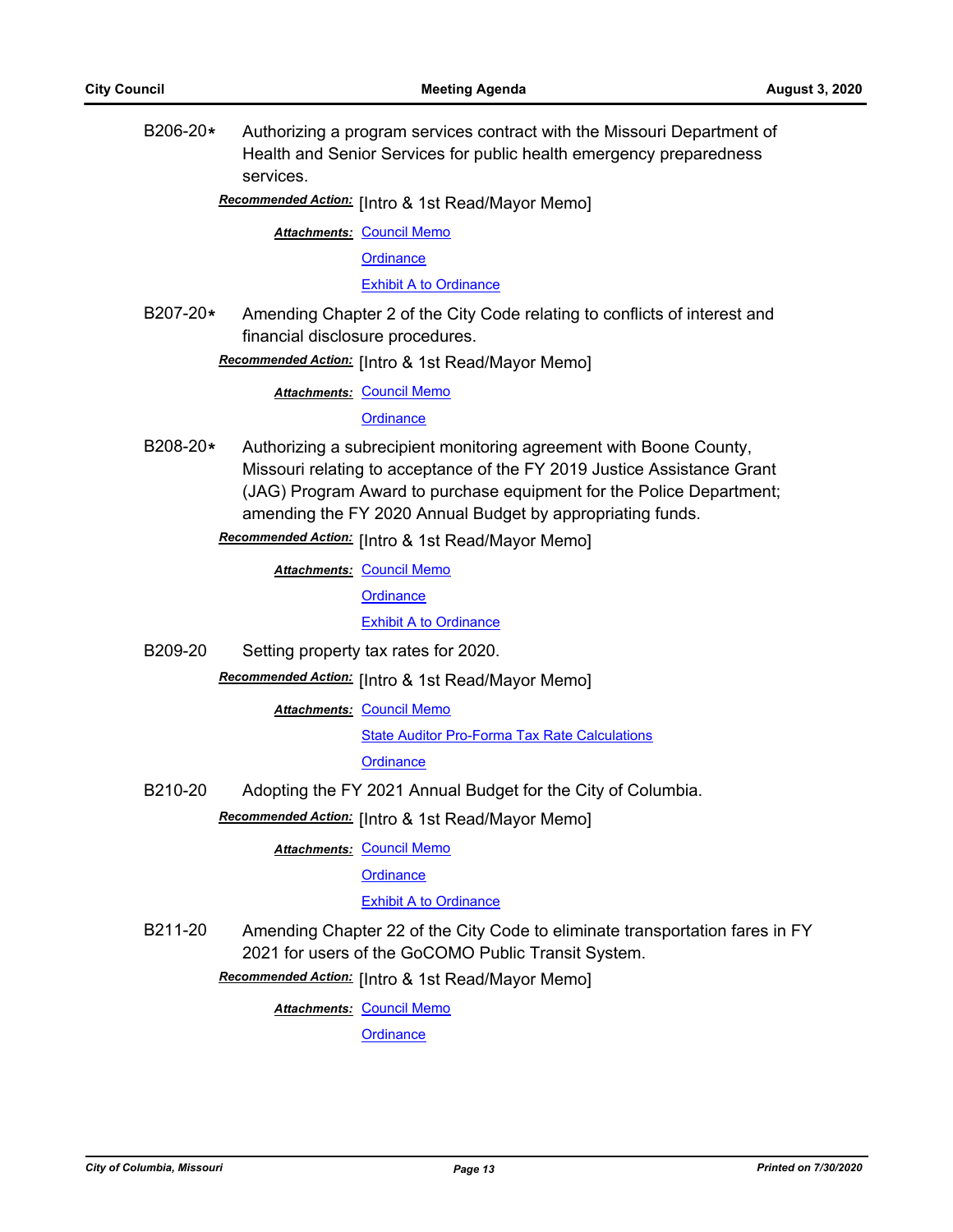B206-20* Authorizing a program services contract with the Missouri Department of Health and Senior Services for public health emergency preparedness services.

***Recommended Action:*** [Intro & 1st Read/Mayor Memo]

***Attachments:*** Council Memo
Ordinance
Exhibit A to Ordinance

B207-20* Amending Chapter 2 of the City Code relating to conflicts of interest and financial disclosure procedures.

***Recommended Action:*** [Intro & 1st Read/Mayor Memo]

***Attachments:*** Council Memo
Ordinance

B208-20* Authorizing a subrecipient monitoring agreement with Boone County, Missouri relating to acceptance of the FY 2019 Justice Assistance Grant (JAG) Program Award to purchase equipment for the Police Department; amending the FY 2020 Annual Budget by appropriating funds.

***Recommended Action:*** [Intro & 1st Read/Mayor Memo]

***Attachments:*** Council Memo
Ordinance
Exhibit A to Ordinance

B209-20 Setting property tax rates for 2020.

***Recommended Action:*** [Intro & 1st Read/Mayor Memo]

***Attachments:*** Council Memo
State Auditor Pro-Forma Tax Rate Calculations
Ordinance

B210-20 Adopting the FY 2021 Annual Budget for the City of Columbia.

***Recommended Action:*** [Intro & 1st Read/Mayor Memo]

***Attachments:*** Council Memo
Ordinance
Exhibit A to Ordinance

B211-20 Amending Chapter 22 of the City Code to eliminate transportation fares in FY 2021 for users of the GoCOMO Public Transit System.

***Recommended Action:*** [Intro & 1st Read/Mayor Memo]

***Attachments:*** Council Memo
Ordinance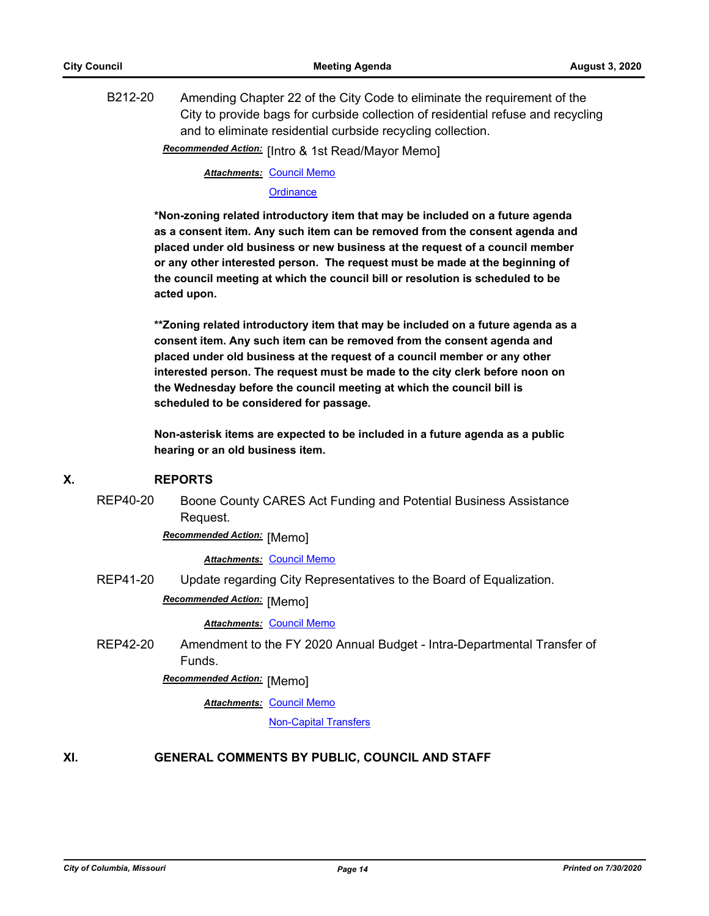B212-20 Amending Chapter 22 of the City Code to eliminate the requirement of the City to provide bags for curbside collection of residential refuse and recycling and to eliminate residential curbside recycling collection.

***Recommended Action:*** [Intro & 1st Read/Mayor Memo]

***Attachments:*** Council Memo
Ordinance

**\*Non-zoning related introductory item that may be included on a future agenda as a consent item. Any such item can be removed from the consent agenda and placed under old business or new business at the request of a council member or any other interested person. The request must be made at the beginning of the council meeting at which the council bill or resolution is scheduled to be acted upon.**

**\*\*Zoning related introductory item that may be included on a future agenda as a consent item. Any such item can be removed from the consent agenda and placed under old business at the request of a council member or any other interested person. The request must be made to the city clerk before noon on the Wednesday before the council meeting at which the council bill is scheduled to be considered for passage.**

**Non-asterisk items are expected to be included in a future agenda as a public hearing or an old business item.**

## X. REPORTS

REP40-20 Boone County CARES Act Funding and Potential Business Assistance Request.

***Recommended Action:*** [Memo]

***Attachments:*** Council Memo

REP41-20 Update regarding City Representatives to the Board of Equalization.

***Recommended Action:*** [Memo]

***Attachments:*** Council Memo

REP42-20 Amendment to the FY 2020 Annual Budget - Intra-Departmental Transfer of Funds.

***Recommended Action:*** [Memo]

***Attachments:*** Council Memo
Non-Capital Transfers

## XI. GENERAL COMMENTS BY PUBLIC, COUNCIL AND STAFF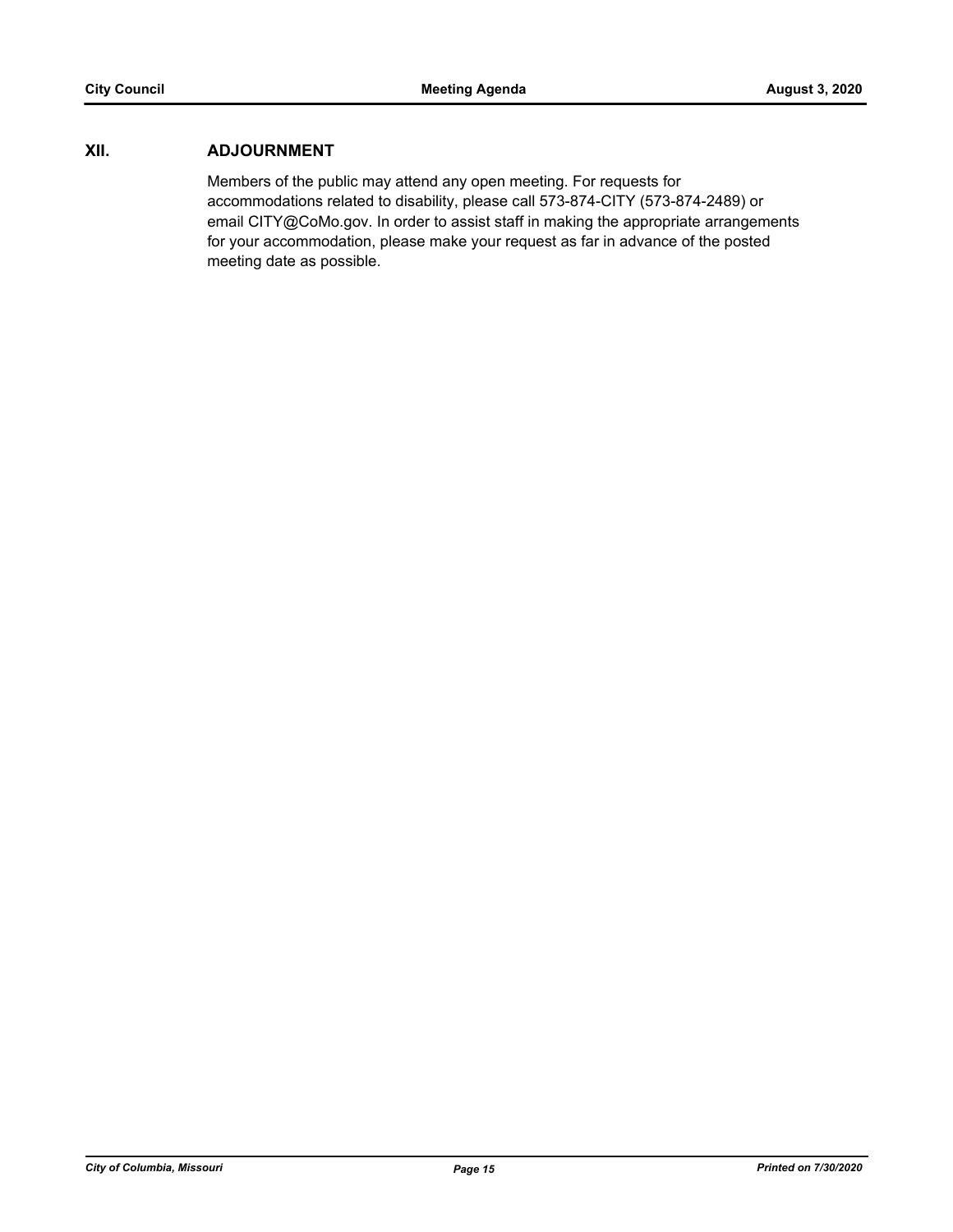## XII. ADJOURNMENT

Members of the public may attend any open meeting. For requests for accommodations related to disability, please call 573-874-CITY (573-874-2489) or email CITY@CoMo.gov. In order to assist staff in making the appropriate arrangements for your accommodation, please make your request as far in advance of the posted meeting date as possible.